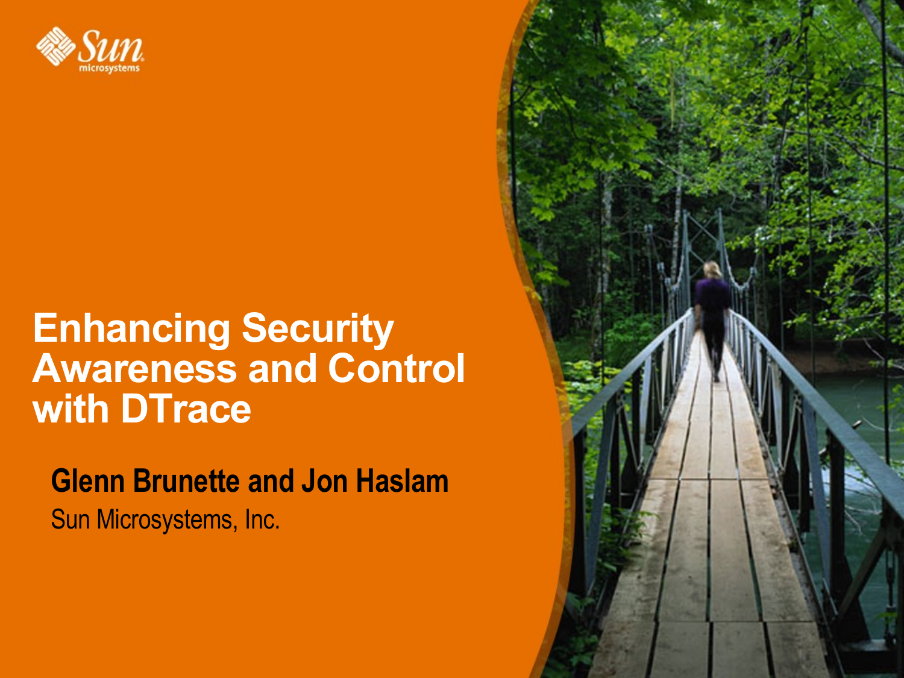# Enhancing Security Awareness and Control with DTrace

**Glenn Brunette and Jon Haslam**

Sun Microsystems, Inc.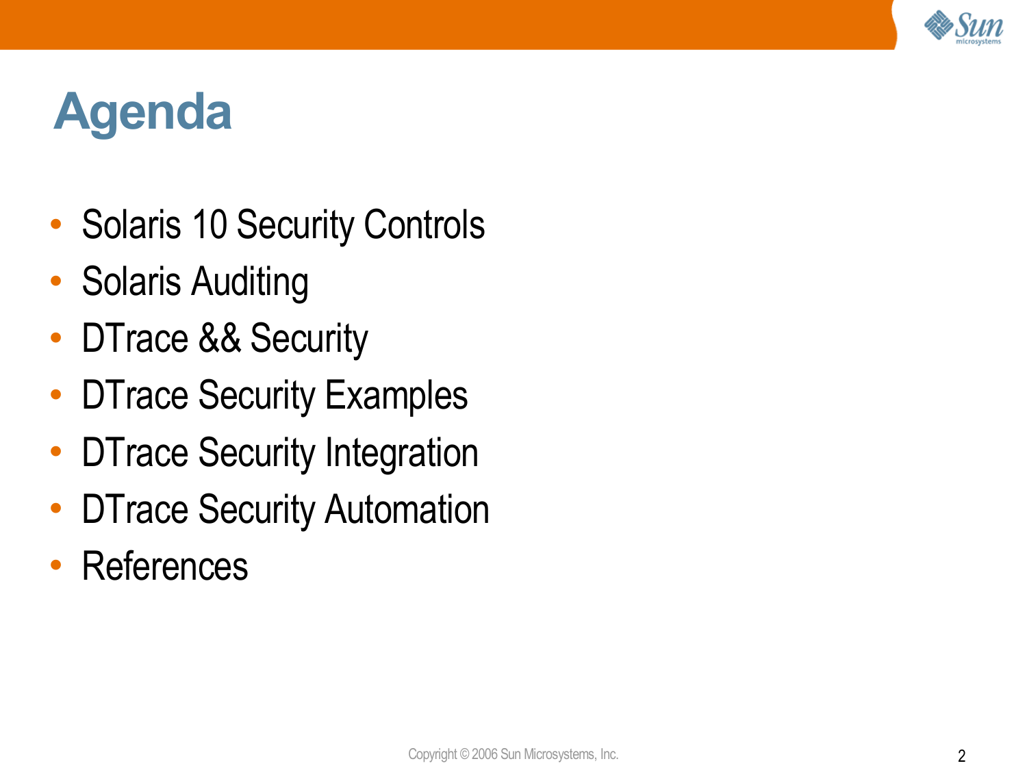# Agenda

- Solaris 10 Security Controls
- Solaris Auditing
- DTrace && Security
- DTrace Security Examples
- DTrace Security Integration
- DTrace Security Automation
- References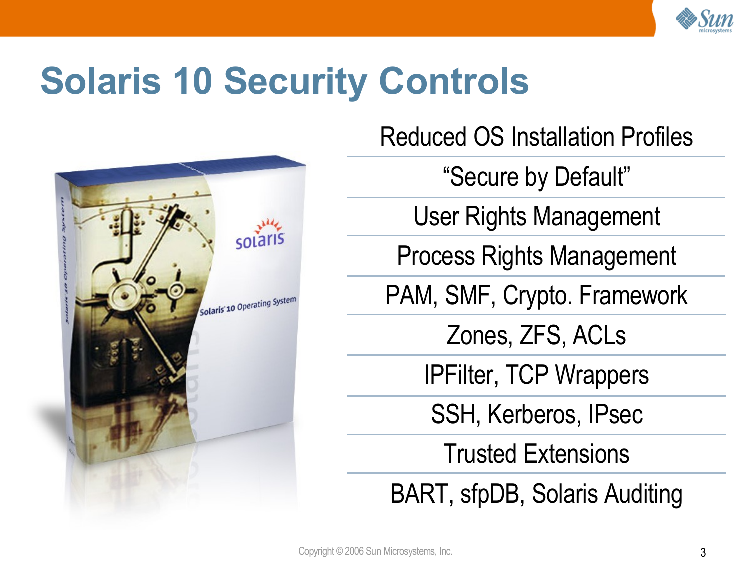# Solaris 10 Security Controls

- Reduced OS Installation Profiles
- "Secure by Default"
- User Rights Management
- Process Rights Management
- PAM, SMF, Crypto. Framework
- Zones, ZFS, ACLs
- IPFilter, TCP Wrappers
- SSH, Kerberos, IPsec
- Trusted Extensions
- BART, sfpDB, Solaris Auditing

Copyright © 2006 Sun Microsystems, Inc.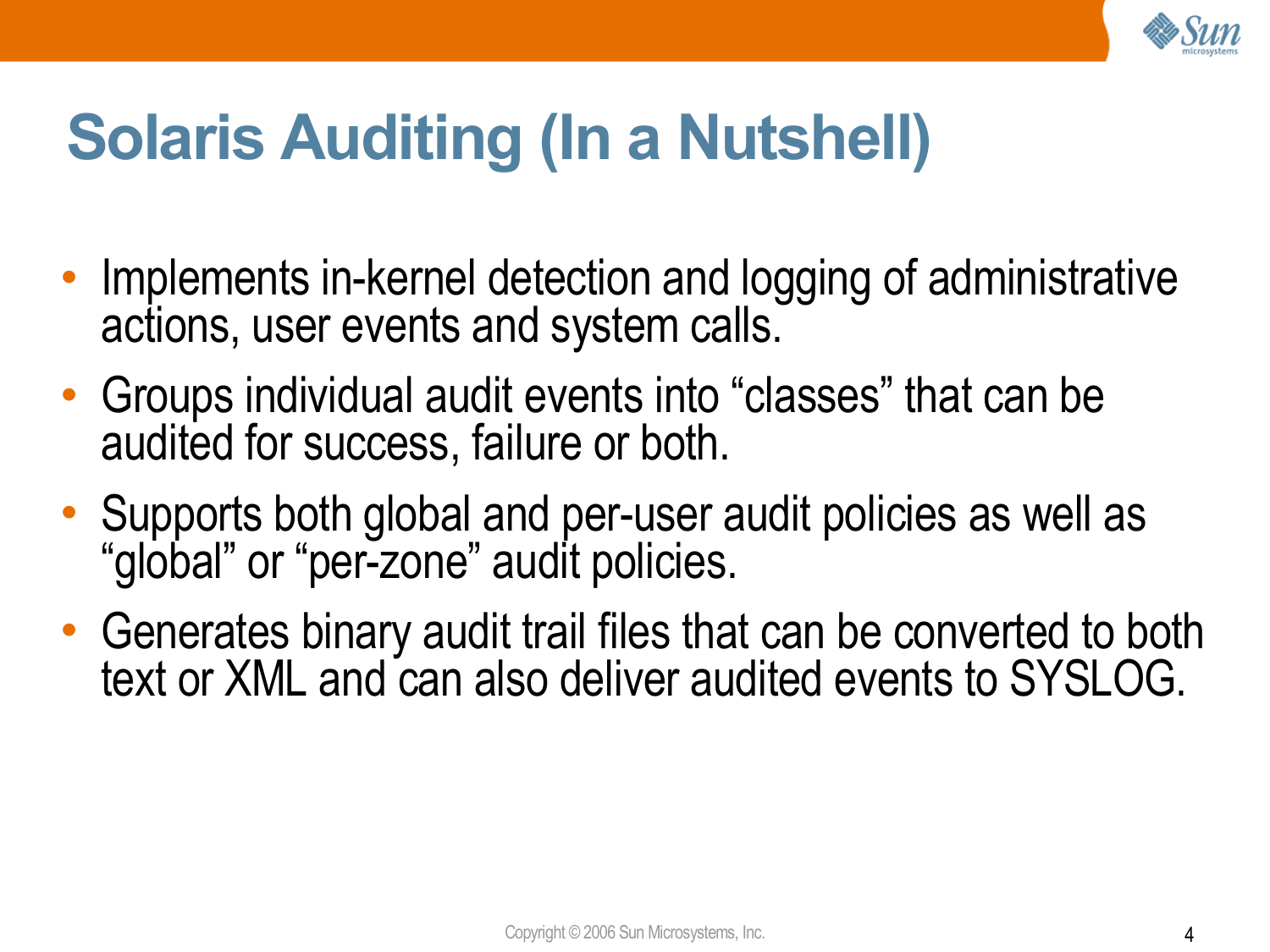# Solaris Auditing (In a Nutshell)

- Implements in-kernel detection and logging of administrative actions, user events and system calls.
- Groups individual audit events into "classes" that can be audited for success, failure or both.
- Supports both global and per-user audit policies as well as "global" or "per-zone" audit policies.
- Generates binary audit trail files that can be converted to both text or XML and can also deliver audited events to SYSLOG.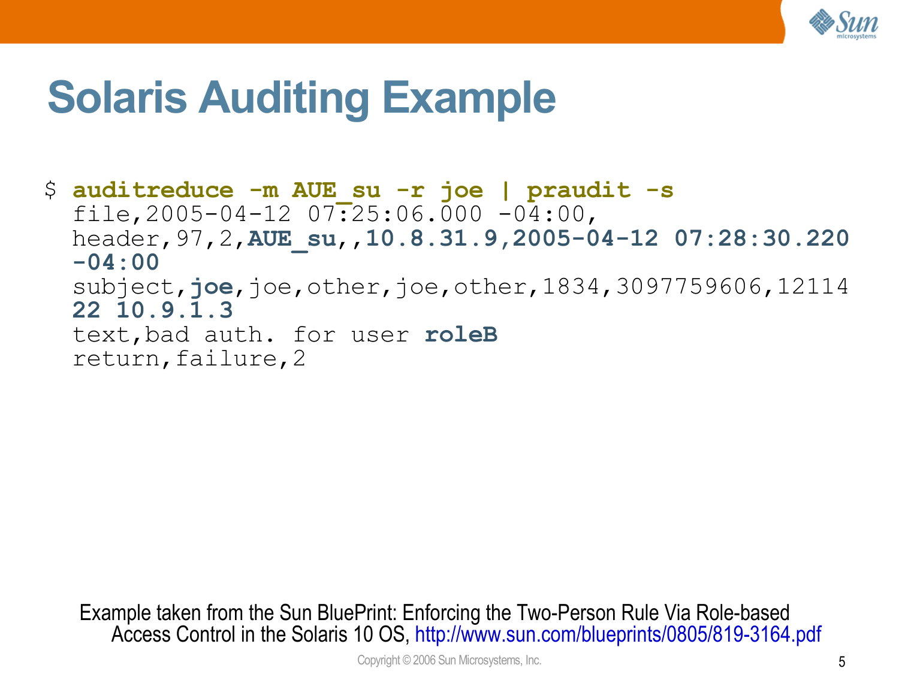# Solaris Auditing Example

```
$ auditreduce -m AUE_su -r joe | praudit -s
  file,2005-04-12 07:25:06.000 -04:00,
  header,97,2,AUE_su,,10.8.31.9,2005-04-12 07:28:30.220
  -04:00
  subject,joe,joe,other,joe,other,1834,3097759606,12114
  22 10.9.1.3
  text,bad auth. for user roleB
  return,failure,2
```

Example taken from the Sun BluePrint: Enforcing the Two-Person Rule Via Role-based Access Control in the Solaris 10 OS, http://www.sun.com/blueprints/0805/819-3164.pdf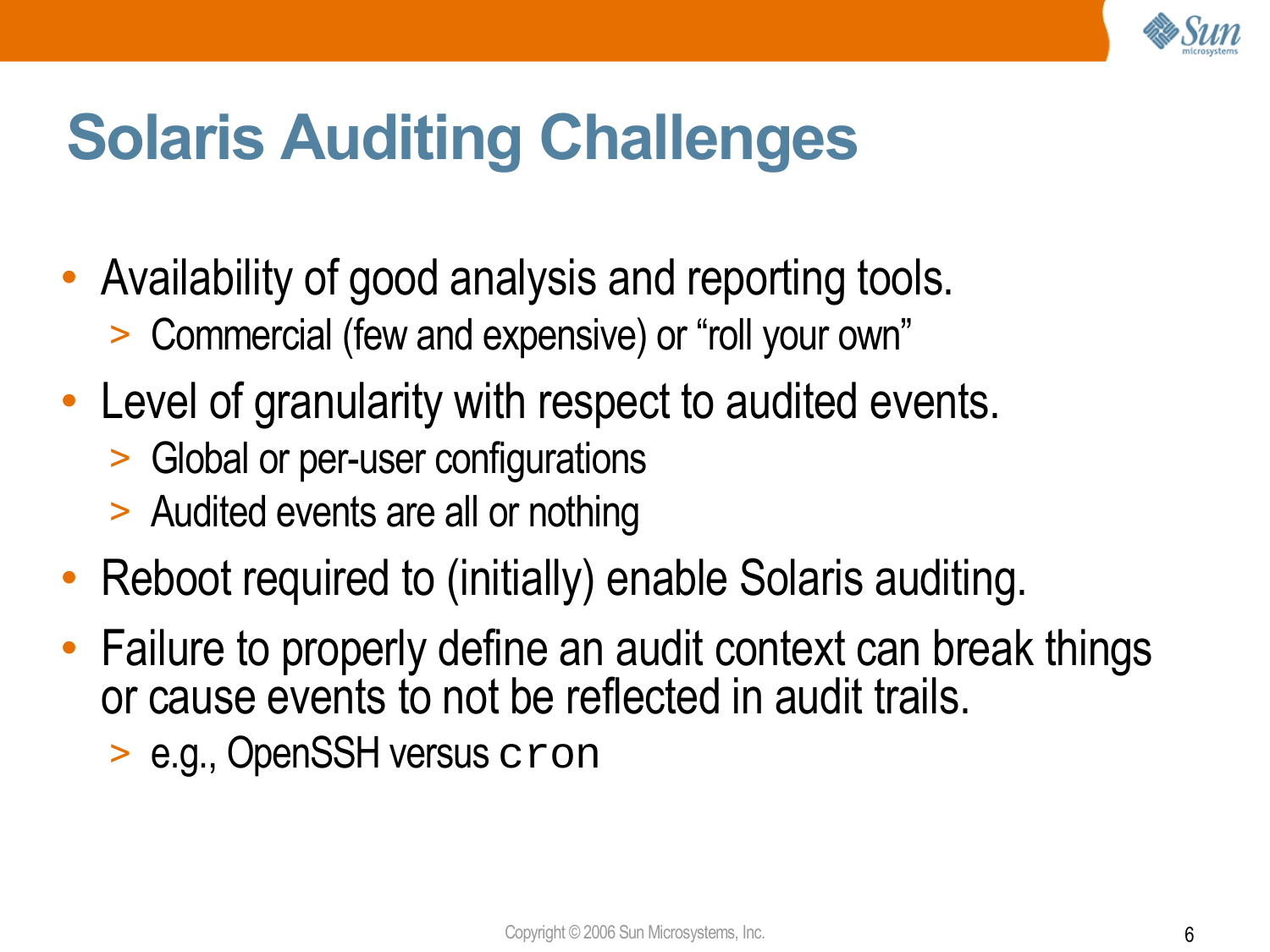# Solaris Auditing Challenges

- Availability of good analysis and reporting tools.
  - Commercial (few and expensive) or “roll your own”
- Level of granularity with respect to audited events.
  - Global or per-user configurations
  - Audited events are all or nothing
- Reboot required to (initially) enable Solaris auditing.
- Failure to properly define an audit context can break things or cause events to not be reflected in audit trails.
  - e.g., OpenSSH versus `cron`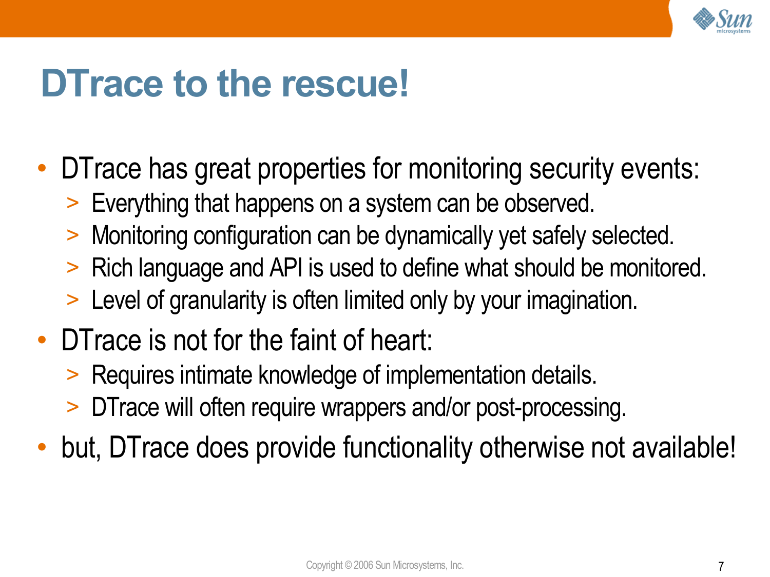# DTrace to the rescue!

- DTrace has great properties for monitoring security events:
  - Everything that happens on a system can be observed.
  - Monitoring configuration can be dynamically yet safely selected.
  - Rich language and API is used to define what should be monitored.
  - Level of granularity is often limited only by your imagination.
- DTrace is not for the faint of heart:
  - Requires intimate knowledge of implementation details.
  - DTrace will often require wrappers and/or post-processing.
- but, DTrace does provide functionality otherwise not available!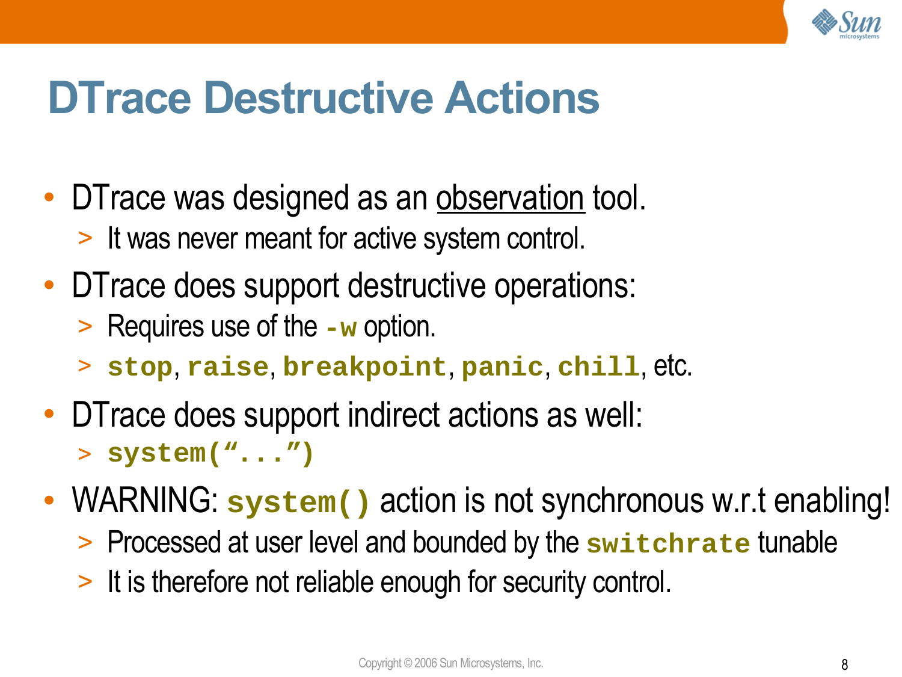# DTrace Destructive Actions

- DTrace was designed as an observation tool.
  - It was never meant for active system control.
- DTrace does support destructive operations:
  - Requires use of the `-w` option.
  - `stop`, `raise`, `breakpoint`, `panic`, `chill`, etc.
- DTrace does support indirect actions as well:
  - `system("...")`
- WARNING: `system()` action is not synchronous w.r.t enabling!
  - Processed at user level and bounded by the `switchrate` tunable
  - It is therefore not reliable enough for security control.

Copyright © 2006 Sun Microsystems, Inc.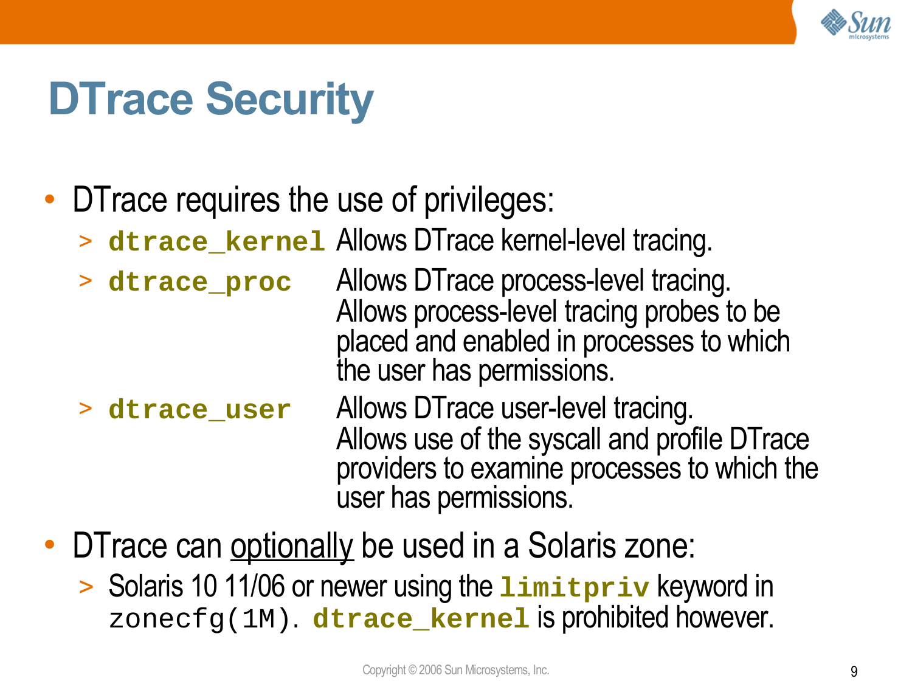# DTrace Security

- DTrace requires the use of privileges:
  - `dtrace_kernel` Allows DTrace kernel-level tracing.
  - `dtrace_proc` Allows DTrace process-level tracing. Allows process-level tracing probes to be placed and enabled in processes to which the user has permissions.
  - `dtrace_user` Allows DTrace user-level tracing. Allows use of the syscall and profile DTrace providers to examine processes to which the user has permissions.
- DTrace can <u>optionally</u> be used in a Solaris zone:
  - Solaris 10 11/06 or newer using the `limitpriv` keyword in `zonecfg(1M)`. `dtrace_kernel` is prohibited however.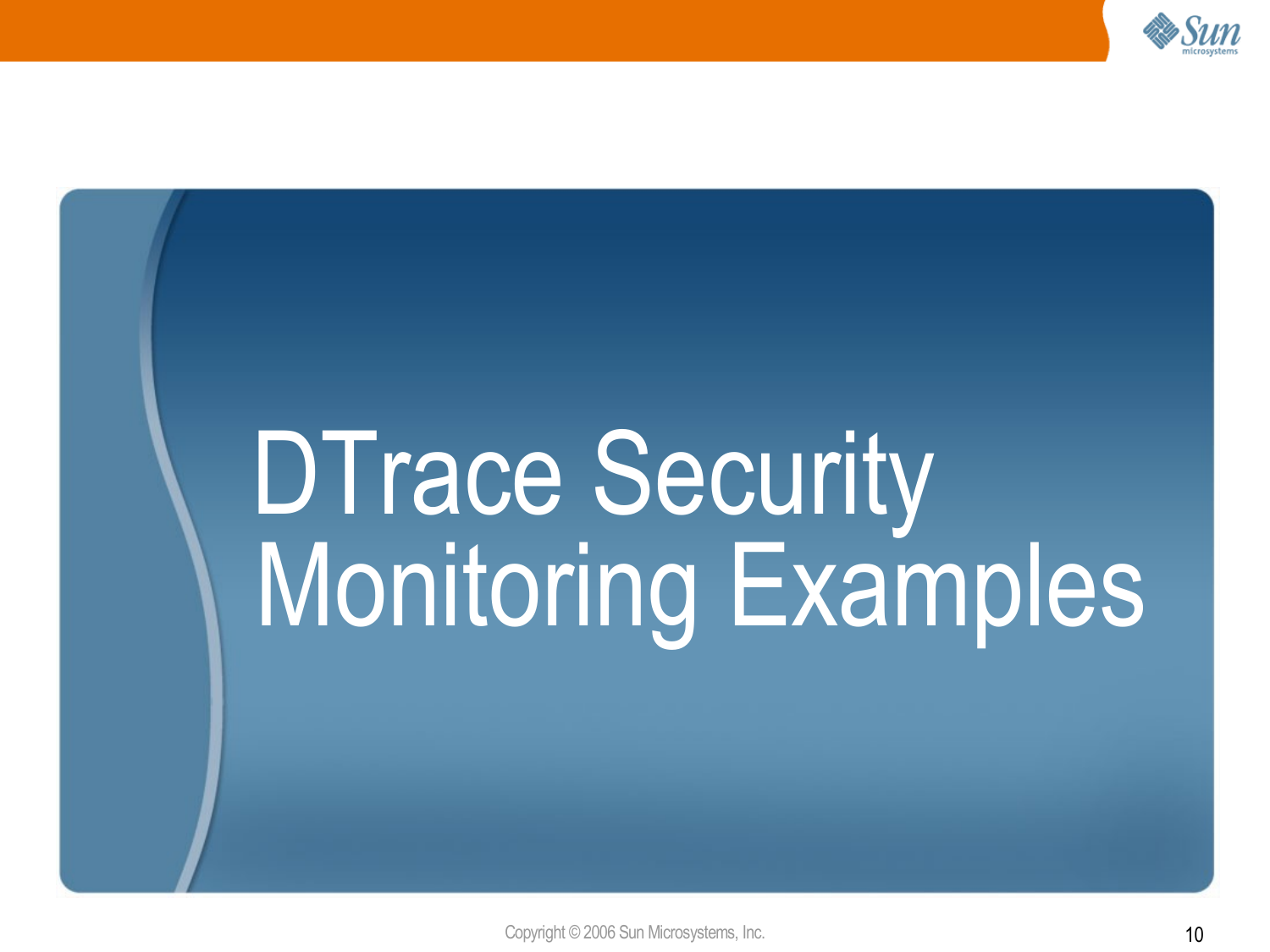# DTrace Security Monitoring Examples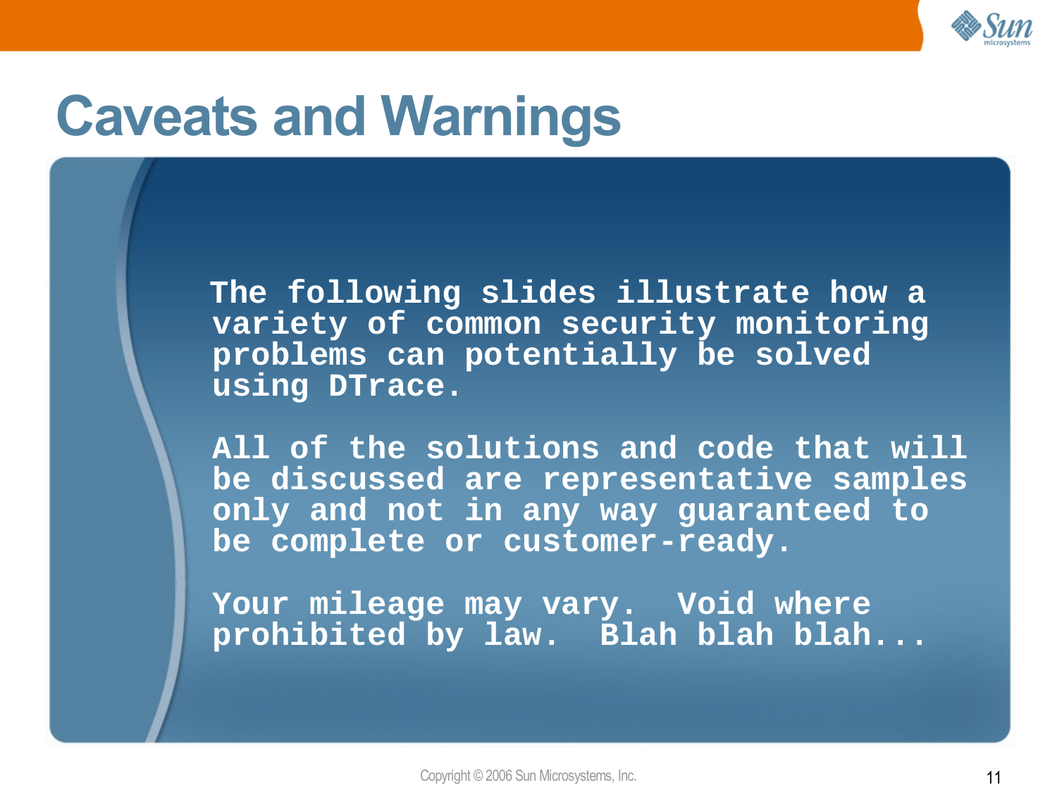# Caveats and Warnings

The following slides illustrate how a variety of common security monitoring problems can potentially be solved using DTrace.

All of the solutions and code that will be discussed are representative samples only and not in any way guaranteed to be complete or customer-ready.

Your mileage may vary. Void where prohibited by law. Blah blah blah...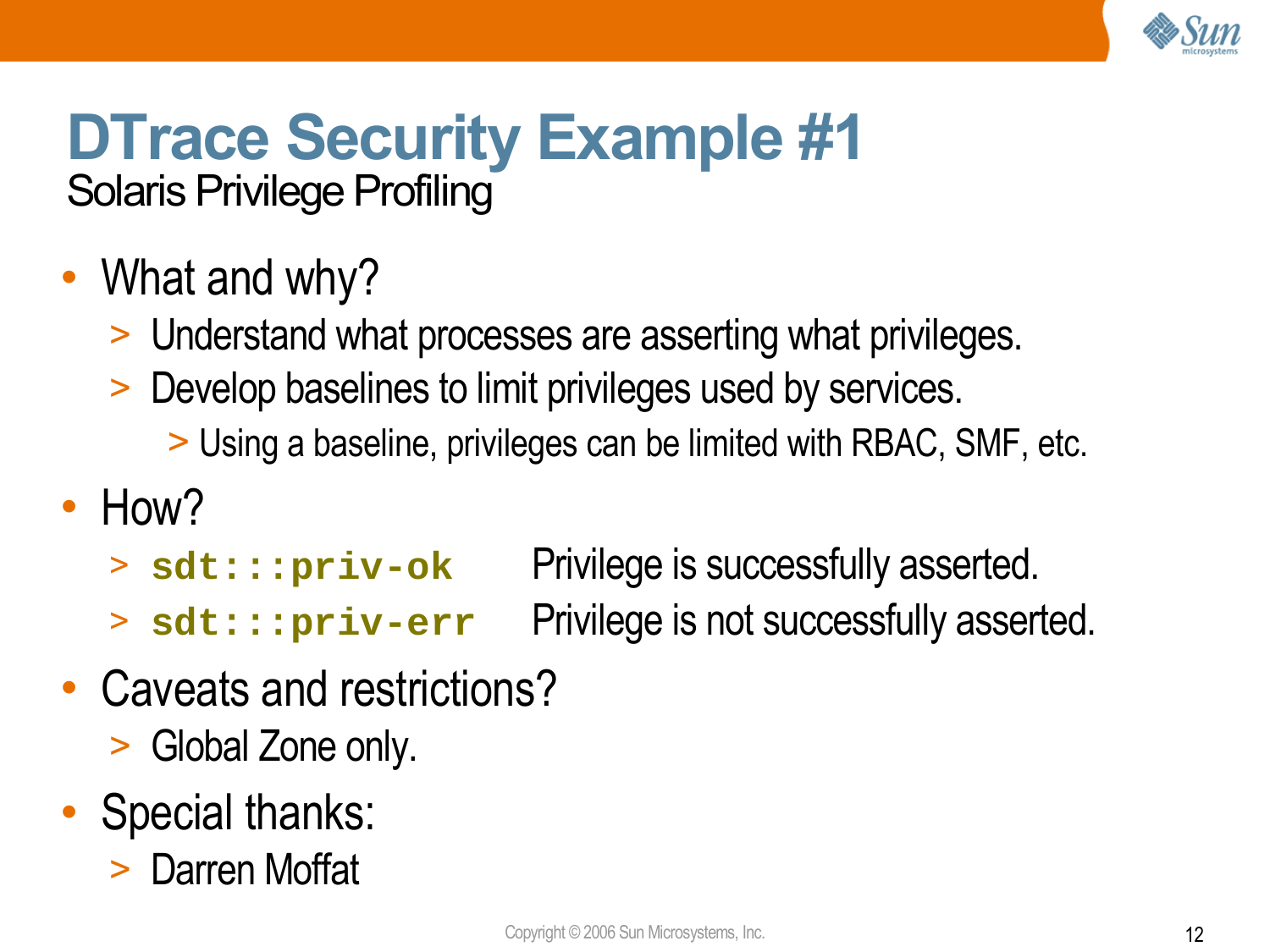# DTrace Security Example #1

## Solaris Privilege Profiling

- What and why?
  - Understand what processes are asserting what privileges.
  - Develop baselines to limit privileges used by services.
    - Using a baseline, privileges can be limited with RBAC, SMF, etc.
- How?
  - `sdt:::priv-ok` Privilege is successfully asserted.
  - `sdt:::priv-err` Privilege is not successfully asserted.
- Caveats and restrictions?
  - Global Zone only.
- Special thanks:
  - Darren Moffat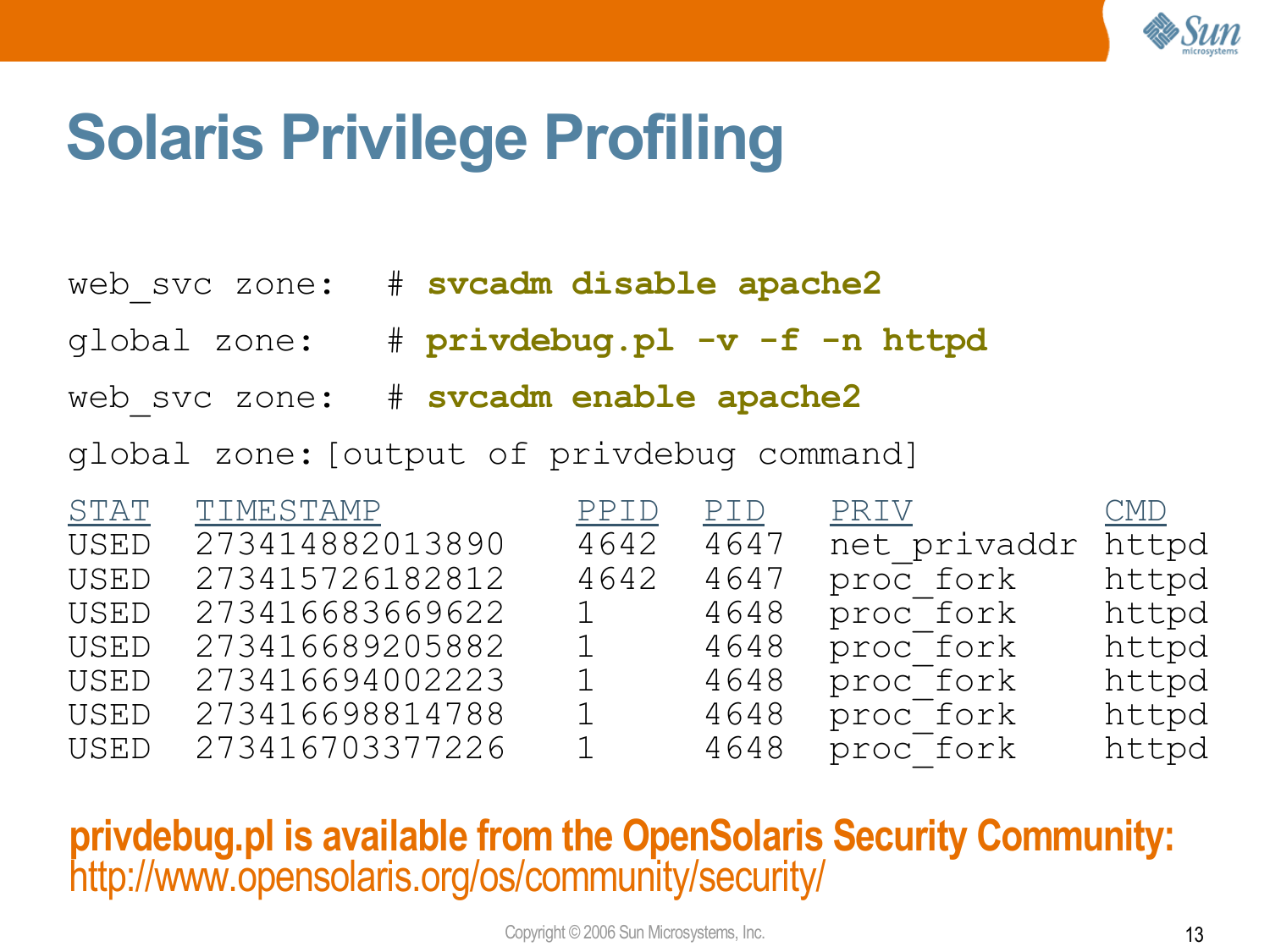# Solaris Privilege Profiling

```
web_svc zone:   # svcadm disable apache2
global zone:    # privdebug.pl -v -f -n httpd
web_svc zone:   # svcadm enable apache2
global zone: [output of privdebug command]
```

| STAT | TIMESTAMP | PPID | PID | PRIV | CMD |
|---|---|---|---|---|---|
| USED | 273414882013890 | 4642 | 4647 | net_privaddr | httpd |
| USED | 273415726182812 | 4642 | 4647 | proc_fork | httpd |
| USED | 273416683669622 | 1 | 4648 | proc_fork | httpd |
| USED | 273416689205882 | 1 | 4648 | proc_fork | httpd |
| USED | 273416694002223 | 1 | 4648 | proc_fork | httpd |
| USED | 273416698814788 | 1 | 4648 | proc_fork | httpd |
| USED | 273416703377226 | 1 | 4648 | proc_fork | httpd |

**privdebug.pl is available from the OpenSolaris Security Community:**
http://www.opensolaris.org/os/community/security/

Copyright © 2006 Sun Microsystems, Inc.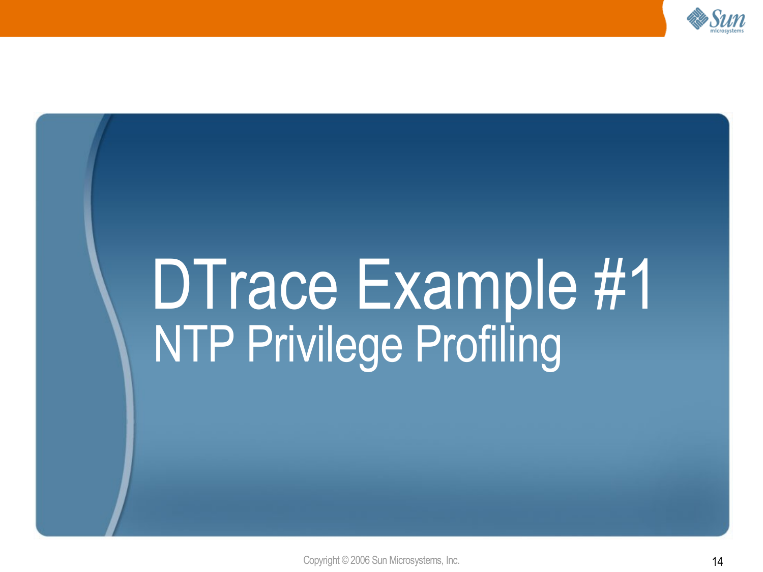# DTrace Example #1

## NTP Privilege Profiling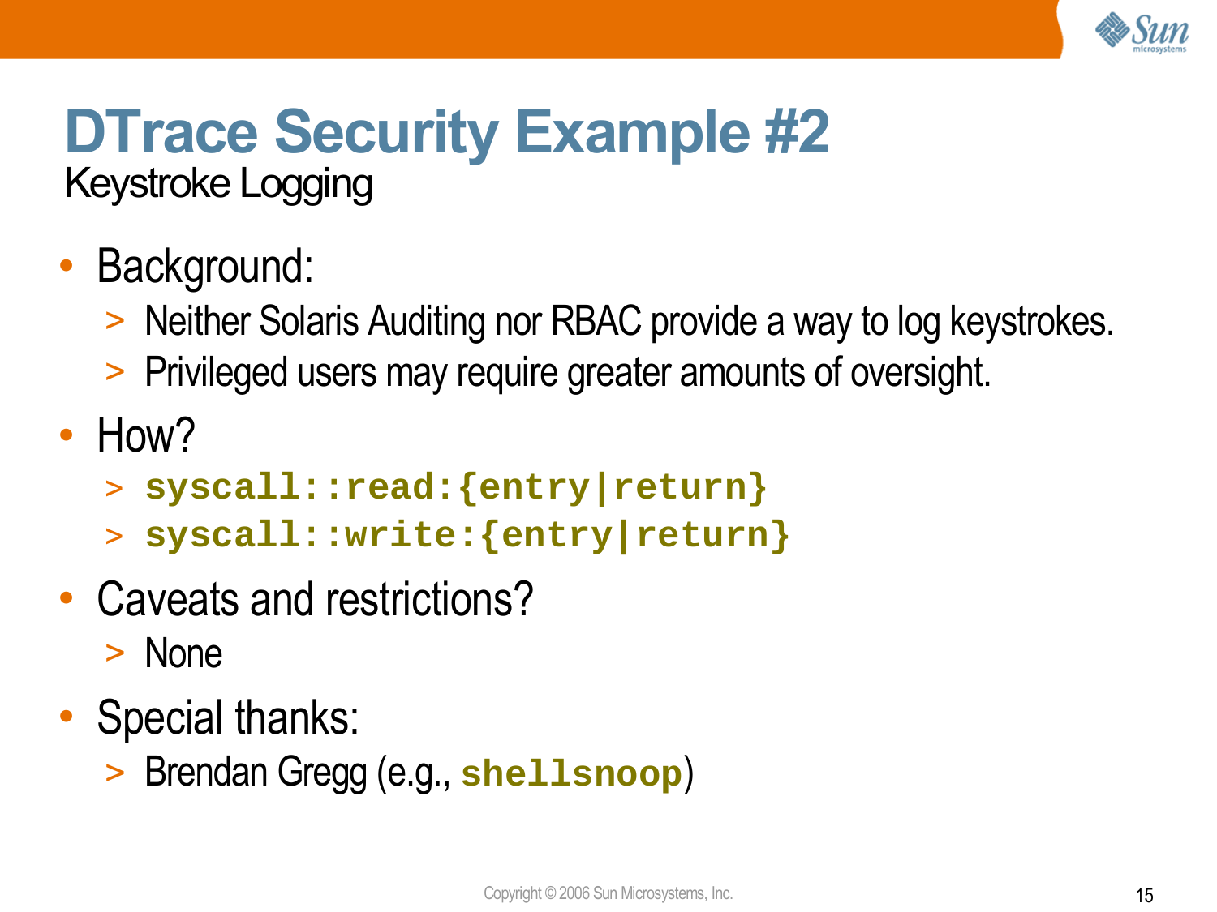# DTrace Security Example #2

## Keystroke Logging

- Background:
  - Neither Solaris Auditing nor RBAC provide a way to log keystrokes.
  - Privileged users may require greater amounts of oversight.
- How?
  - `syscall::read:{entry|return}`
  - `syscall::write:{entry|return}`
- Caveats and restrictions?
  - None
- Special thanks:
  - Brendan Gregg (e.g., `shellsnoop`)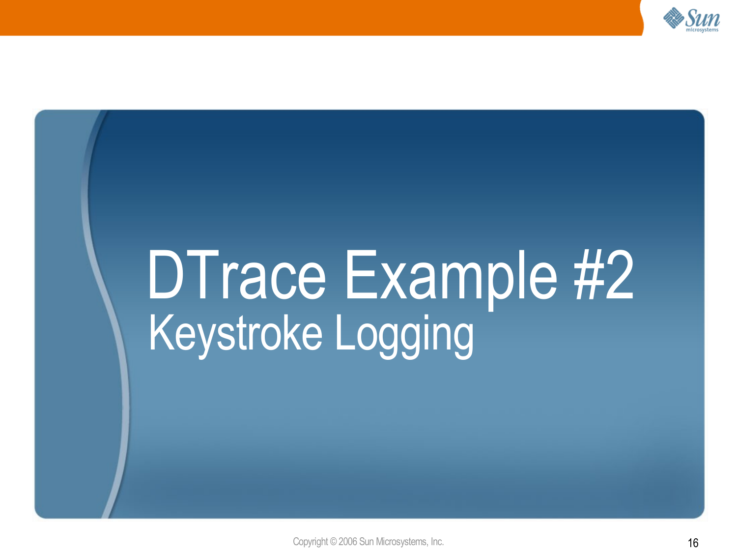# DTrace Example #2

## Keystroke Logging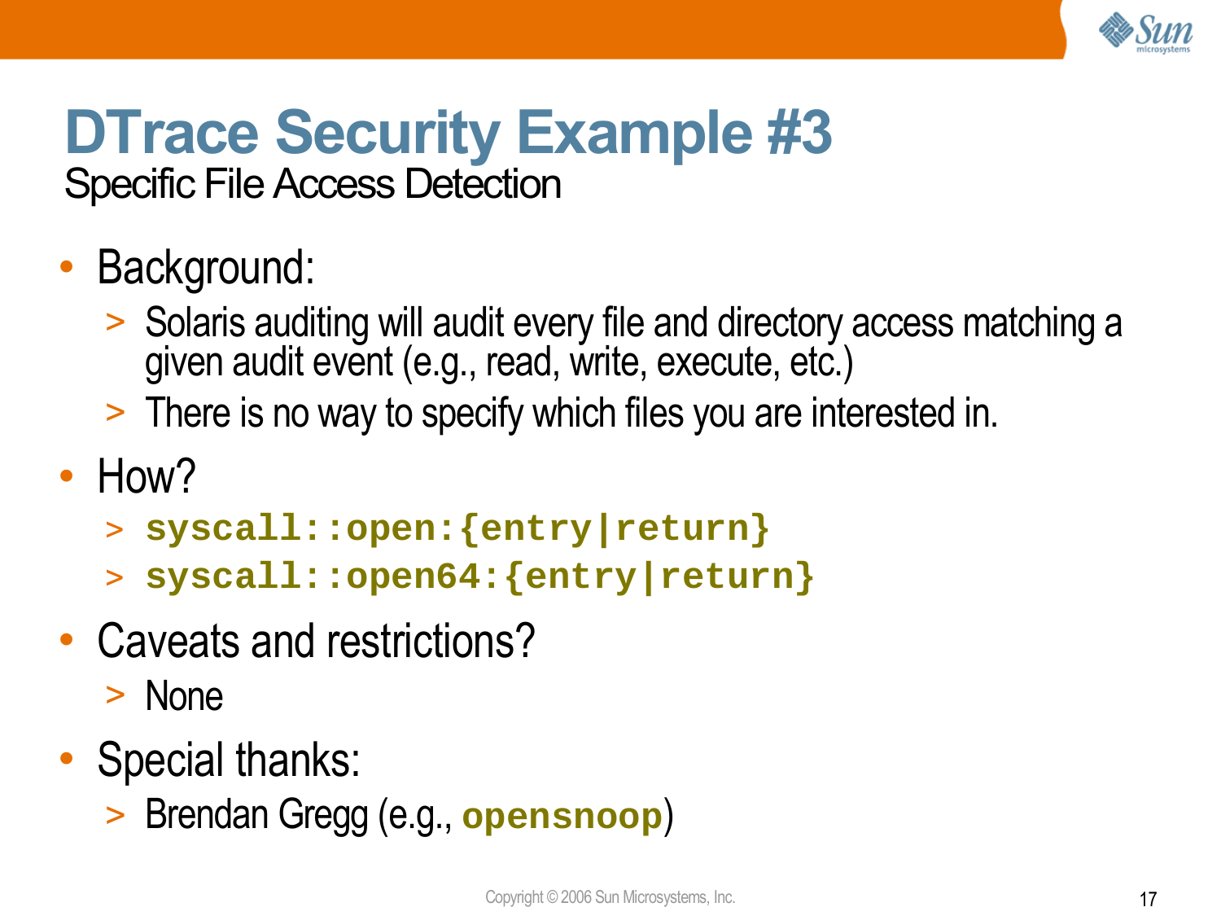# DTrace Security Example #3

Specific File Access Detection

- Background:
  - Solaris auditing will audit every file and directory access matching a given audit event (e.g., read, write, execute, etc.)
  - There is no way to specify which files you are interested in.
- How?
  - `syscall::open:{entry|return}`
  - `syscall::open64:{entry|return}`
- Caveats and restrictions?
  - None
- Special thanks:
  - Brendan Gregg (e.g., `opensnoop`)

Copyright © 2006 Sun Microsystems, Inc.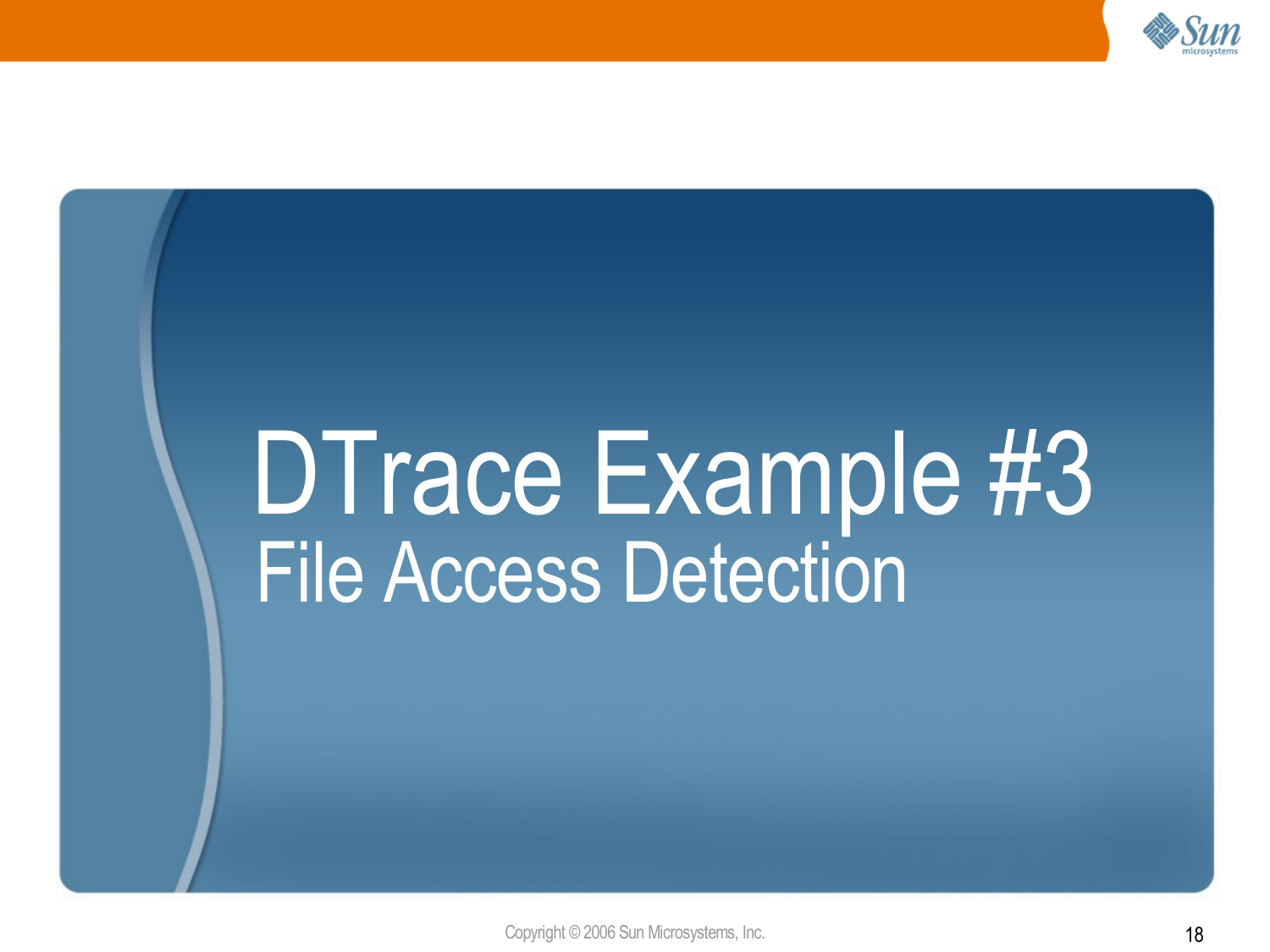# DTrace Example #3

## File Access Detection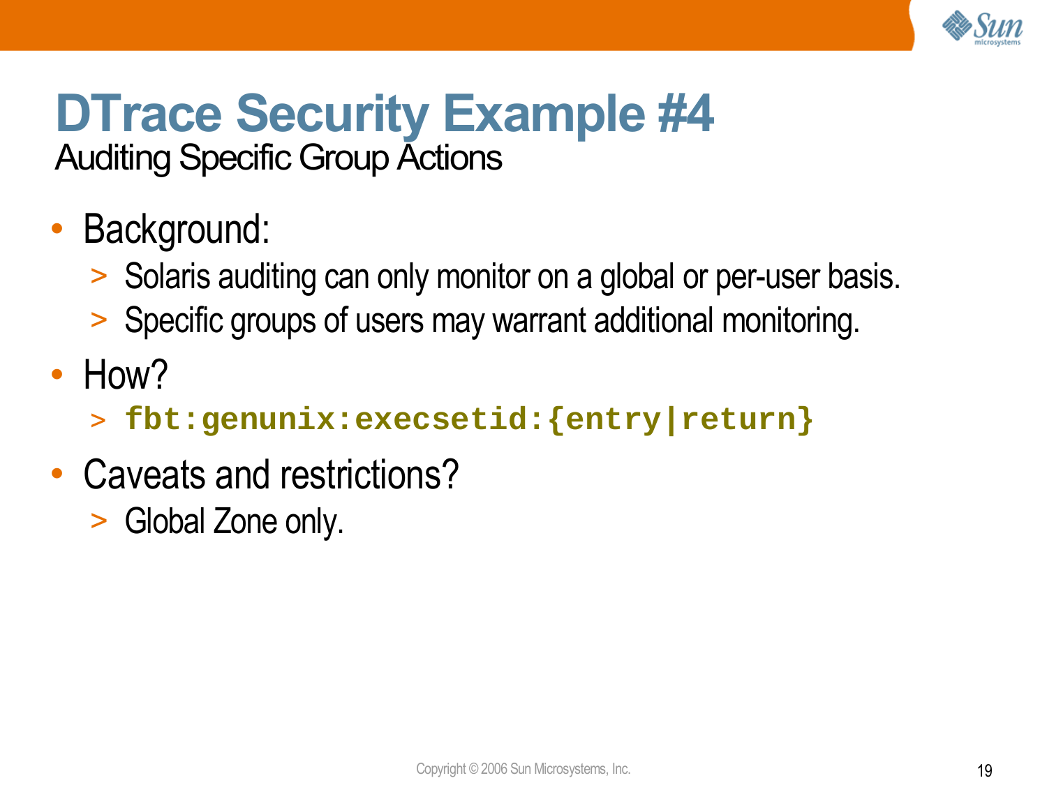# DTrace Security Example #4

## Auditing Specific Group Actions

- Background:
  - Solaris auditing can only monitor on a global or per-user basis.
  - Specific groups of users may warrant additional monitoring.
- How?
  - `fbt:genunix:execsetid:{entry|return}`
- Caveats and restrictions?
  - Global Zone only.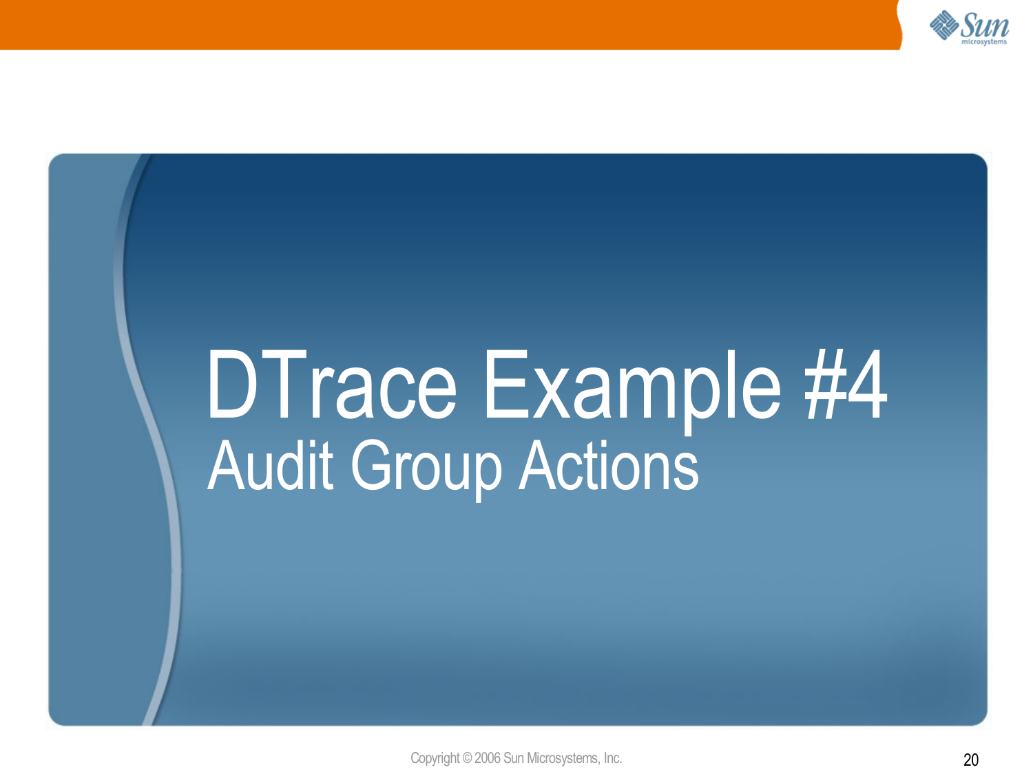# DTrace Example #4

## Audit Group Actions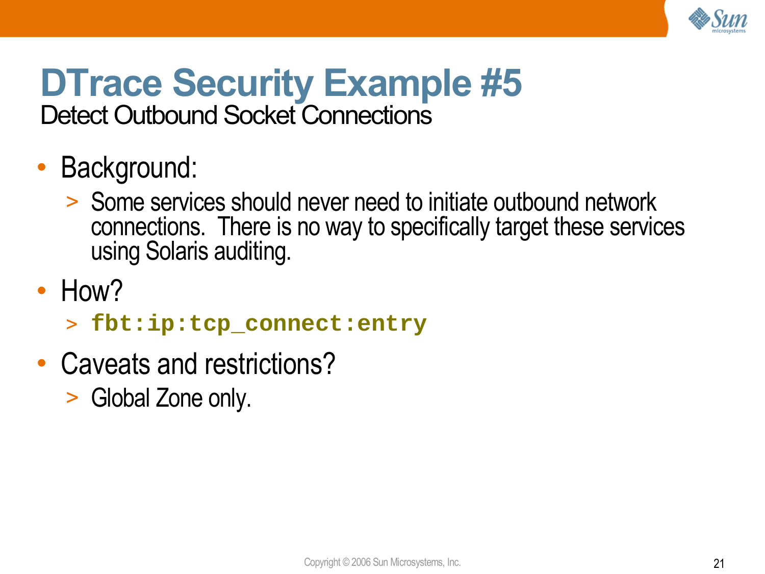# DTrace Security Example #5

## Detect Outbound Socket Connections

- Background:
  - Some services should never need to initiate outbound network connections. There is no way to specifically target these services using Solaris auditing.
- How?
  - `fbt:ip:tcp_connect:entry`
- Caveats and restrictions?
  - Global Zone only.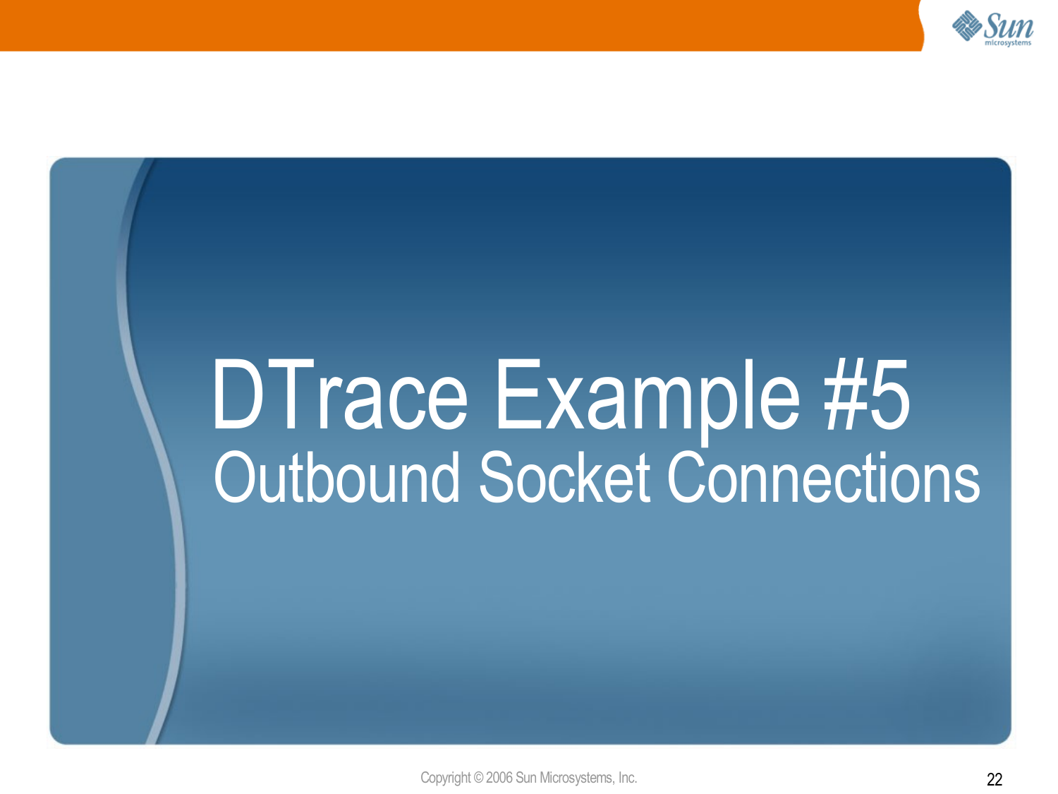# DTrace Example #5

## Outbound Socket Connections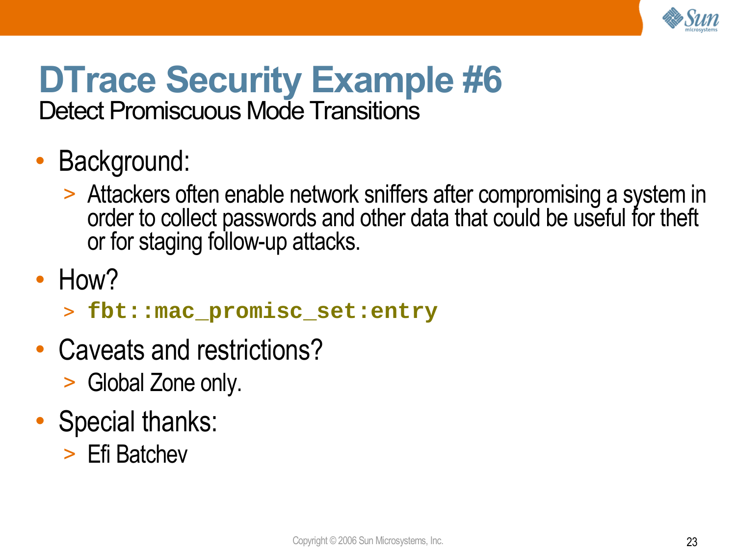# DTrace Security Example #6

Detect Promiscuous Mode Transitions

- Background:
  - Attackers often enable network sniffers after compromising a system in order to collect passwords and other data that could be useful for theft or for staging follow-up attacks.
- How?
  - `fbt::mac_promisc_set:entry`
- Caveats and restrictions?
  - Global Zone only.
- Special thanks:
  - Efi Batchev

Copyright © 2006 Sun Microsystems, Inc.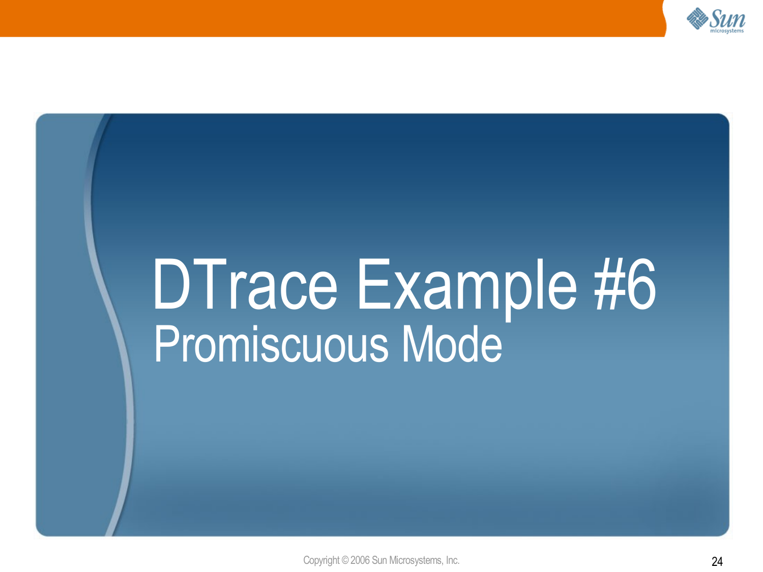# DTrace Example #6

## Promiscuous Mode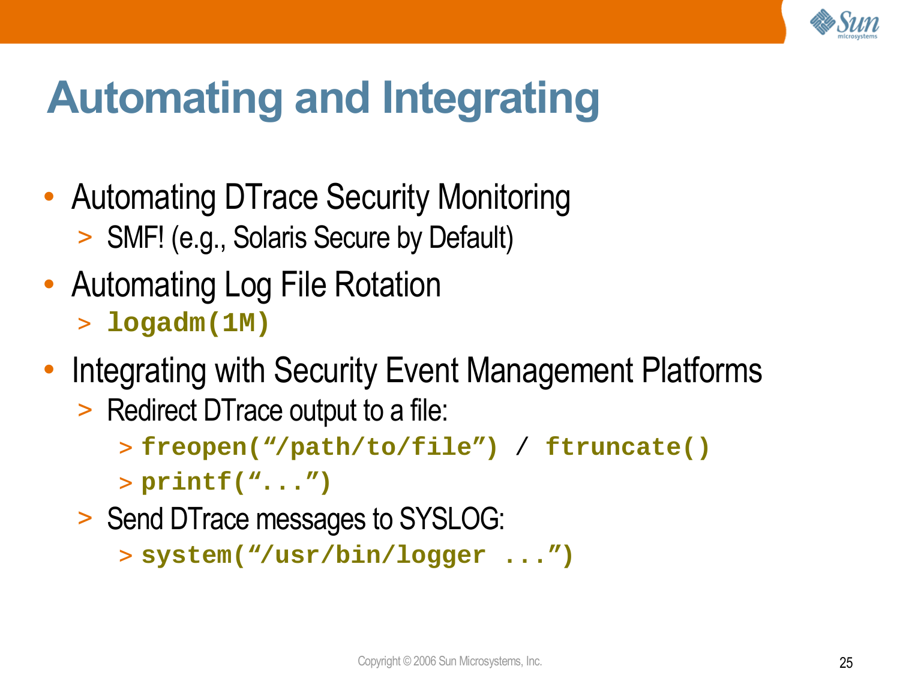# Automating and Integrating

- Automating DTrace Security Monitoring
  - SMF! (e.g., Solaris Secure by Default)
- Automating Log File Rotation
  - `logadm(1M)`
- Integrating with Security Event Management Platforms
  - Redirect DTrace output to a file:
    - `freopen(“/path/to/file”)` / `ftruncate()`
    - `printf(“...”)`
  - Send DTrace messages to SYSLOG:
    - `system(“/usr/bin/logger ...”)`

Copyright © 2006 Sun Microsystems, Inc.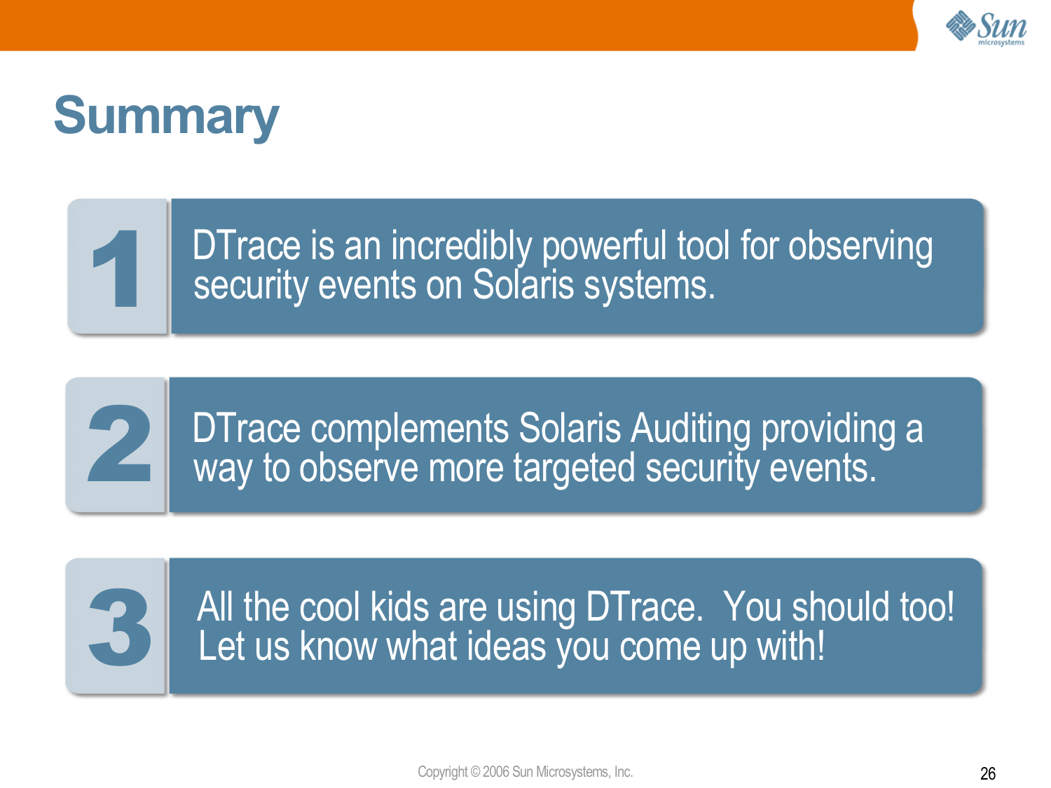# Summary

1. DTrace is an incredibly powerful tool for observing security events on Solaris systems.

2. DTrace complements Solaris Auditing providing a way to observe more targeted security events.

3. All the cool kids are using DTrace. You should too! Let us know what ideas you come up with!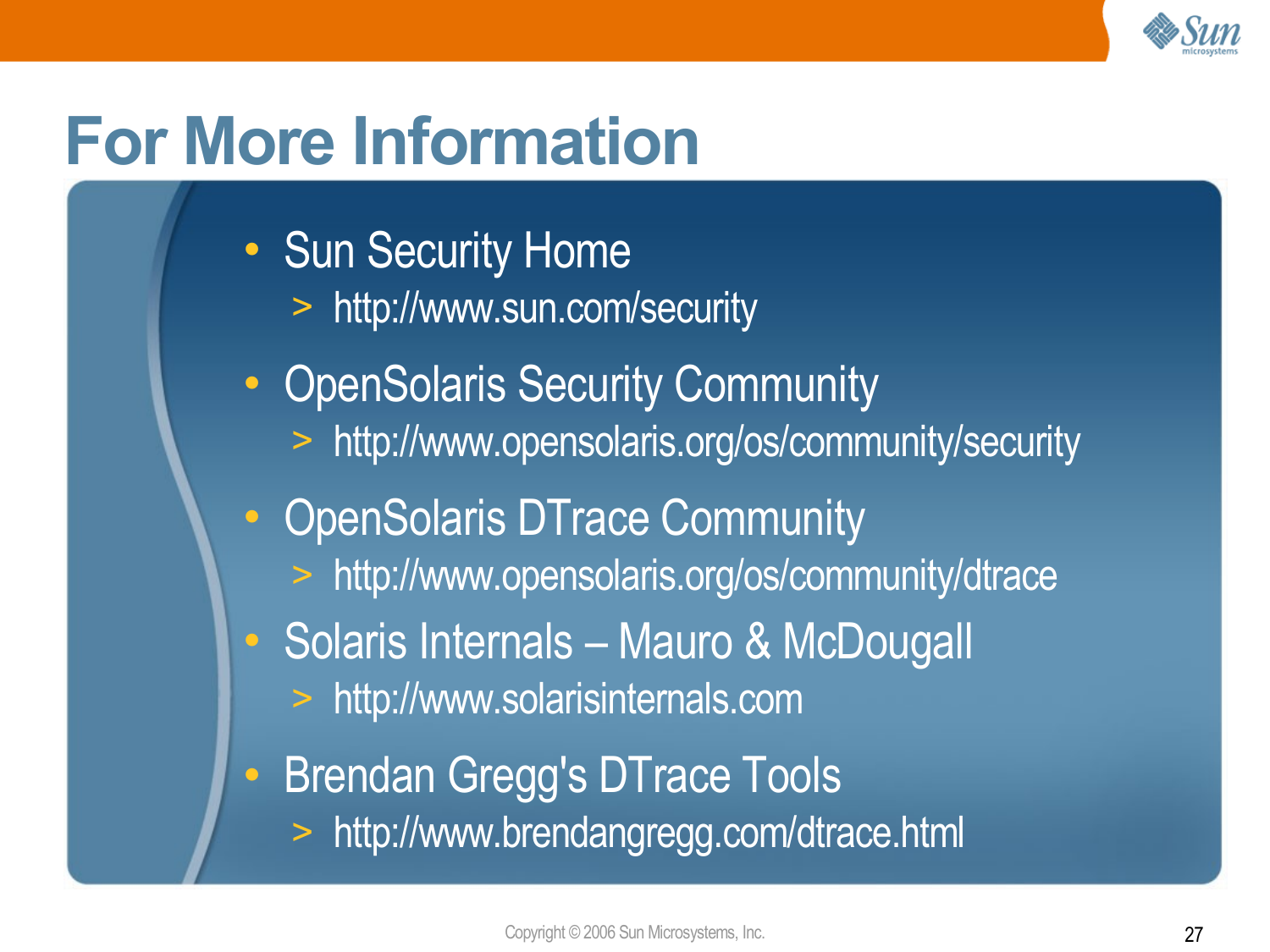# For More Information

- Sun Security Home
  - http://www.sun.com/security
- OpenSolaris Security Community
  - http://www.opensolaris.org/os/community/security
- OpenSolaris DTrace Community
  - http://www.opensolaris.org/os/community/dtrace
- Solaris Internals – Mauro & McDougall
  - http://www.solarisinternals.com
- Brendan Gregg's DTrace Tools
  - http://www.brendangregg.com/dtrace.html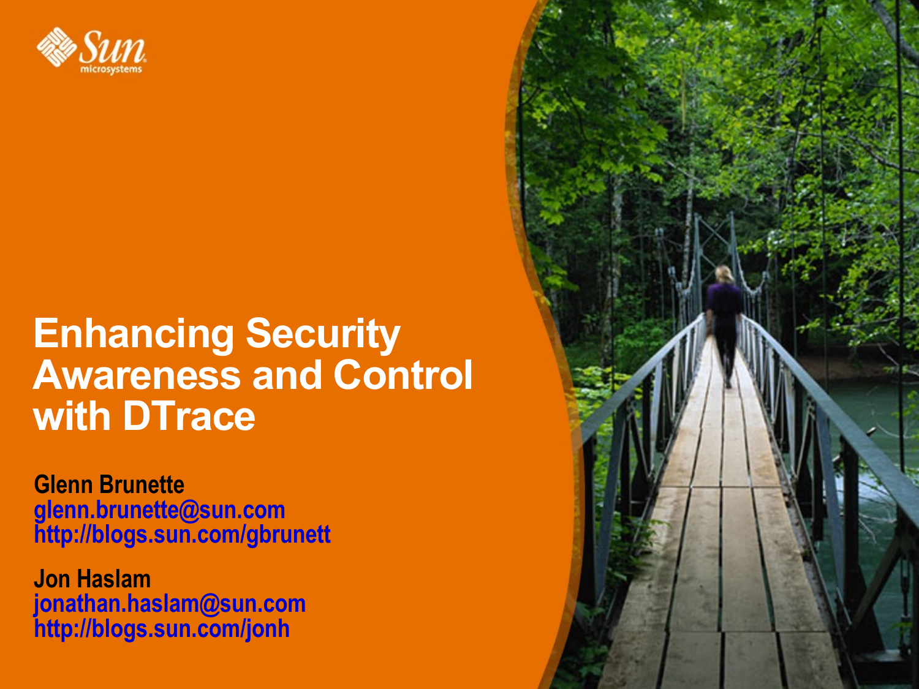# Enhancing Security Awareness and Control with DTrace

**Glenn Brunette**
glenn.brunette@sun.com
http://blogs.sun.com/gbrunett

**Jon Haslam**
jonathan.haslam@sun.com
http://blogs.sun.com/jonh